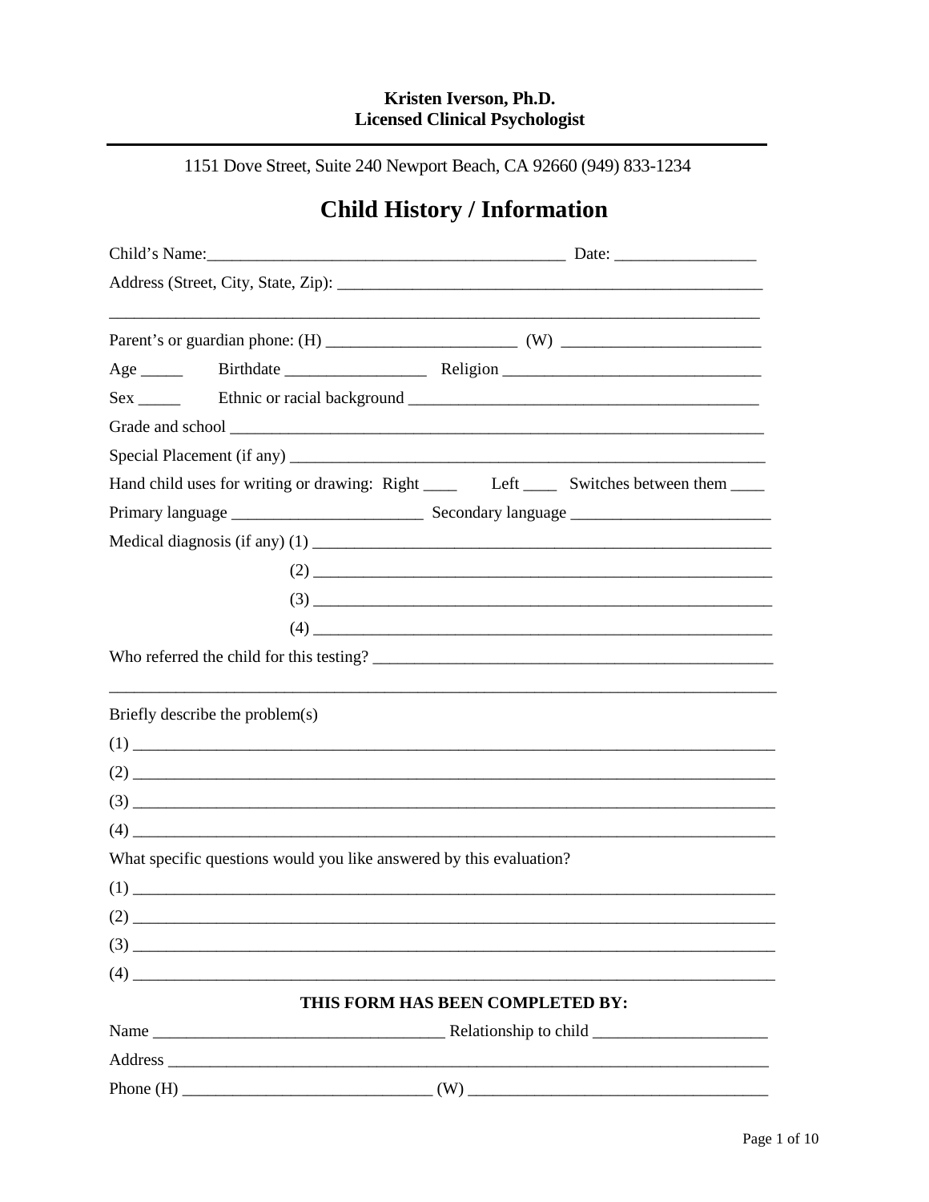**Kristen Iverson, Ph.D.**
**Licensed Clinical Psychologist**

---

1151 Dove Street, Suite 240 Newport Beach, CA 92660 (949) 833-1234

# Child History / Information

Child's Name:__________________________________________ Date: ________________

Address (Street, City, State, Zip): ____________________________________________________

______________________________________________________________________________

Parent's or guardian phone: (H) _______________________ (W) ________________________

Age _____ Birthdate _________________ Religion _______________________________

Sex _____ Ethnic or racial background __________________________________________

Grade and school _________________________________________________________________

Special Placement (if any) ___________________________________________________________

Hand child uses for writing or drawing: Right ____ Left ____ Switches between them ____

Primary language _______________________ Secondary language ________________________

Medical diagnosis (if any) (1) _________________________________________________________

(2) _________________________________________________________

(3) _________________________________________________________

(4) _________________________________________________________

Who referred the child for this testing? _________________________________________________

______________________________________________________________________________

Briefly describe the problem(s)

(1) ___________________________________________________________________________

(2) ___________________________________________________________________________

(3) ___________________________________________________________________________

(4) ___________________________________________________________________________

What specific questions would you like answered by this evaluation?

(1) ___________________________________________________________________________

(2) ___________________________________________________________________________

(3) ___________________________________________________________________________

(4) ___________________________________________________________________________

**THIS FORM HAS BEEN COMPLETED BY:**

Name __________________________________ Relationship to child ____________________

Address ___________________________________________________________________________

Phone (H) ______________________________ (W) ___________________________________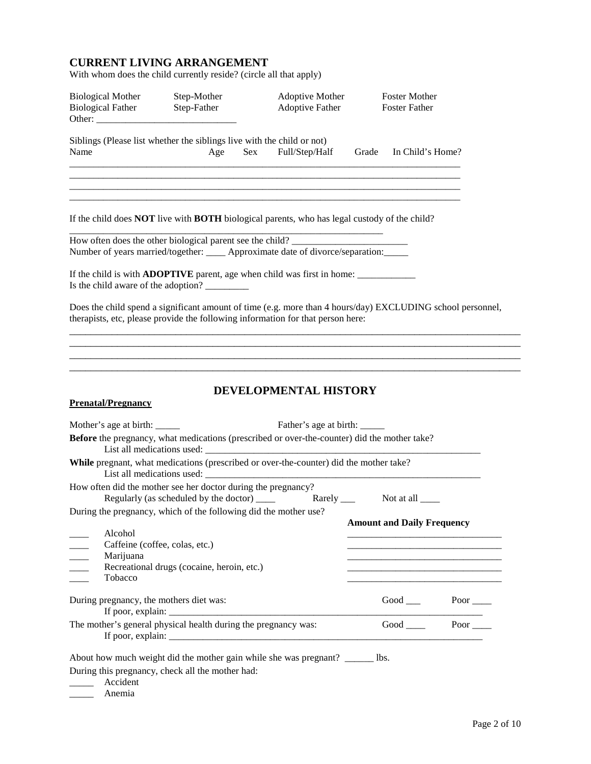## CURRENT LIVING ARRANGEMENT

With whom does the child currently reside? (circle all that apply)

| | | | |
|---|---|---|---|
| Biological Mother | Step-Mother | Adoptive Mother | Foster Mother |
| Biological Father | Step-Father | Adoptive Father | Foster Father |

Other: ____________________________

Siblings (Please list whether the siblings live with the child or not)

| Name | Age | Sex | Full/Step/Half | Grade | In Child's Home? |
|---|---|---|---|---|---|
| | | | | | |
| | | | | | |
| | | | | | |
| | | | | | |

If the child does **NOT** live with **BOTH** biological parents, who has legal custody of the child?

_______________________________________________________________

How often does the other biological parent see the child? _______________________

Number of years married/together: ____ Approximate date of divorce/separation:_____

If the child is with **ADOPTIVE** parent, age when child was first in home: ____________

Is the child aware of the adoption? _________

Does the child spend a significant amount of time (e.g. more than 4 hours/day) EXCLUDING school personnel, therapists, etc, please provide the following information for that person here:

_______________________________________________________________________________________________
_______________________________________________________________________________________________
_______________________________________________________________________________________________
_______________________________________________________________________________________________

## DEVELOPMENTAL HISTORY

**Prenatal/Pregnancy**

Mother's age at birth: _____ Father's age at birth: _____

**Before** the pregnancy, what medications (prescribed or over-the-counter) did the mother take?

List all medications used: ___________________________________________________________

**While** pregnant, what medications (prescribed or over-the-counter) did the mother take?

List all medications used: ___________________________________________________________

How often did the mother see her doctor during the pregnancy?

Regularly (as scheduled by the doctor) ____ Rarely ___ Not at all ____

During the pregnancy, which of the following did the mother use?

| | | **Amount and Daily Frequency** |
|---|---|---|
| ____ | Alcohol | ________________________________ |
| ____ | Caffeine (coffee, colas, etc.) | ________________________________ |
| ____ | Marijuana | ________________________________ |
| ____ | Recreational drugs (cocaine, heroin, etc.) | ________________________________ |
| ____ | Tobacco | ________________________________ |

During pregnancy, the mothers diet was: Good ___ Poor ____

If poor, explain: ___________________________________________________________________

The mother's general physical health during the pregnancy was: Good ____ Poor ____

If poor, explain: ___________________________________________________________________

About how much weight did the mother gain while she was pregnant? ______ lbs.

During this pregnancy, check all the mother had:

_____ Accident

_____ Anemia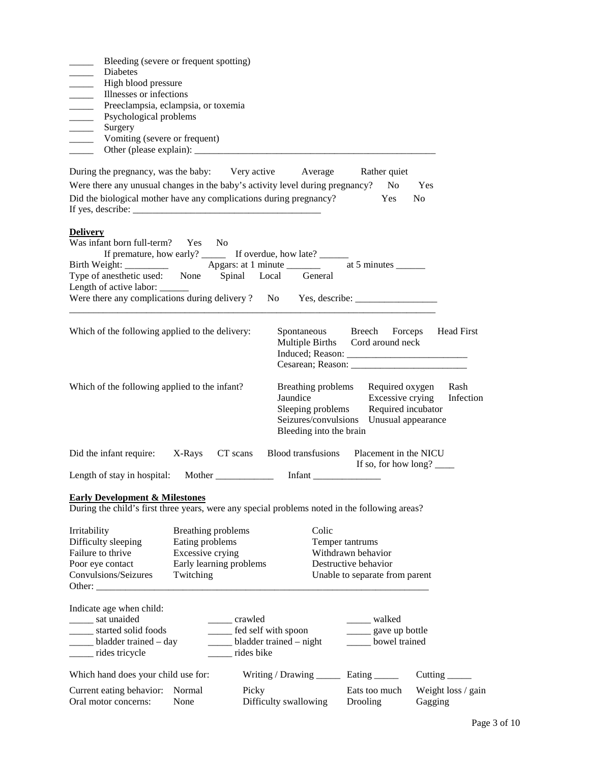_____ Bleeding (severe or frequent spotting)
_____ Diabetes
_____ High blood pressure
_____ Illnesses or infections
_____ Preeclampsia, eclampsia, or toxemia
_____ Psychological problems
_____ Surgery
_____ Vomiting (severe or frequent)
_____ Other (please explain): ____________________________________________________

During the pregnancy, was the baby: Very active Average Rather quiet

Were there any unusual changes in the baby's activity level during pregnancy? No Yes

Did the biological mother have any complications during pregnancy? Yes No

If yes, describe: ________________________________________

**Delivery**

Was infant born full-term? Yes No

If premature, how early? _____ If overdue, how late? ______

Birth Weight: _________ Apgars: at 1 minute _______ at 5 minutes ______

Type of anesthetic used: None Spinal Local General

Length of active labor: ______

Were there any complications during delivery ? No Yes, describe: _________________

________________________________________________________________________________

Which of the following applied to the delivery: Spontaneous Breech Forceps Head First Multiple Births Cord around neck Induced; Reason: _________________________ Cesarean; Reason: ________________________

Which of the following applied to the infant? Breathing problems Required oxygen Rash Jaundice Excessive crying Infection Sleeping problems Required incubator Seizures/convulsions Unusual appearance Bleeding into the brain

Did the infant require: X-Rays CT scans Blood transfusions Placement in the NICU
If so, for how long? ____

Length of stay in hospital: Mother ____________ Infant ______________

**Early Development & Milestones**

During the child's first three years, were any special problems noted in the following areas?

| | | |
|---|---|---|
| Irritability | Breathing problems | Colic |
| Difficulty sleeping | Eating problems | Temper tantrums |
| Failure to thrive | Excessive crying | Withdrawn behavior |
| Poor eye contact | Early learning problems | Destructive behavior |
| Convulsions/Seizures | Twitching | Unable to separate from parent |

Other: _________________________________________________________________________

Indicate age when child:

| | | |
|---|---|---|
| _____ sat unaided | _____ crawled | _____ walked |
| _____ started solid foods | _____ fed self with spoon | _____ gave up bottle |
| _____ bladder trained – day | _____ bladder trained – night | _____ bowel trained |
| _____ rides tricycle | _____ rides bike | |

Which hand does your child use for: Writing / Drawing _____ Eating _____ Cutting _____

Current eating behavior: Normal Picky Eats too much Weight loss / gain

Oral motor concerns: None Difficulty swallowing Drooling Gagging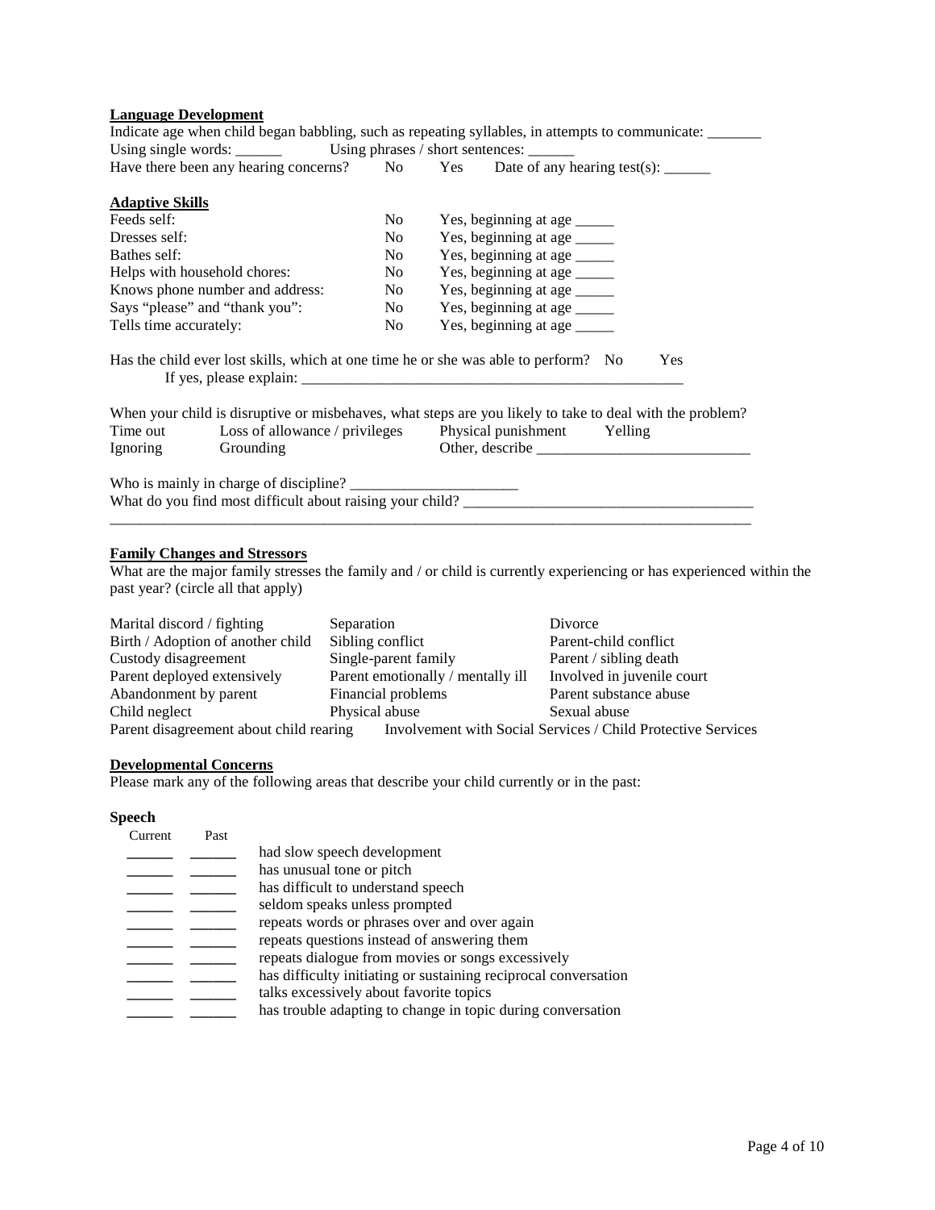**Language Development**

Indicate age when child began babbling, such as repeating syllables, in attempts to communicate: _______

Using single words: ______ Using phrases / short sentences: ______

Have there been any hearing concerns? No Yes Date of any hearing test(s): ______

**Adaptive Skills**

| | | |
|---|---|---|
| Feeds self: | No | Yes, beginning at age _____ |
| Dresses self: | No | Yes, beginning at age _____ |
| Bathes self: | No | Yes, beginning at age _____ |
| Helps with household chores: | No | Yes, beginning at age _____ |
| Knows phone number and address: | No | Yes, beginning at age _____ |
| Says "please" and "thank you": | No | Yes, beginning at age _____ |
| Tells time accurately: | No | Yes, beginning at age _____ |

Has the child ever lost skills, which at one time he or she was able to perform? No Yes

If yes, please explain: ____________________________________________________

When your child is disruptive or misbehaves, what steps are you likely to take to deal with the problem?

| | | | |
|---|---|---|---|
| Time out | Loss of allowance / privileges | Physical punishment | Yelling |
| Ignoring | Grounding | Other, describe ____________________________ | |

Who is mainly in charge of discipline? ______________________

What do you find most difficult about raising your child? ______________________________________

_____________________________________________________________________________________

**Family Changes and Stressors**

What are the major family stresses the family and / or child is currently experiencing or has experienced within the past year? (circle all that apply)

| | | |
|---|---|---|
| Marital discord / fighting | Separation | Divorce |
| Birth / Adoption of another child | Sibling conflict | Parent-child conflict |
| Custody disagreement | Single-parent family | Parent / sibling death |
| Parent deployed extensively | Parent emotionally / mentally ill | Involved in juvenile court |
| Abandonment by parent | Financial problems | Parent substance abuse |
| Child neglect | Physical abuse | Sexual abuse |
| Parent disagreement about child rearing | Involvement with Social Services / Child Protective Services | |

**Developmental Concerns**

Please mark any of the following areas that describe your child currently or in the past:

**Speech**

| Current | Past | |
|---|---|---|
| ______ | ______ | had slow speech development |
| ______ | ______ | has unusual tone or pitch |
| ______ | ______ | has difficult to understand speech |
| ______ | ______ | seldom speaks unless prompted |
| ______ | ______ | repeats words or phrases over and over again |
| ______ | ______ | repeats questions instead of answering them |
| ______ | ______ | repeats dialogue from movies or songs excessively |
| ______ | ______ | has difficulty initiating or sustaining reciprocal conversation |
| ______ | ______ | talks excessively about favorite topics |
| ______ | ______ | has trouble adapting to change in topic during conversation |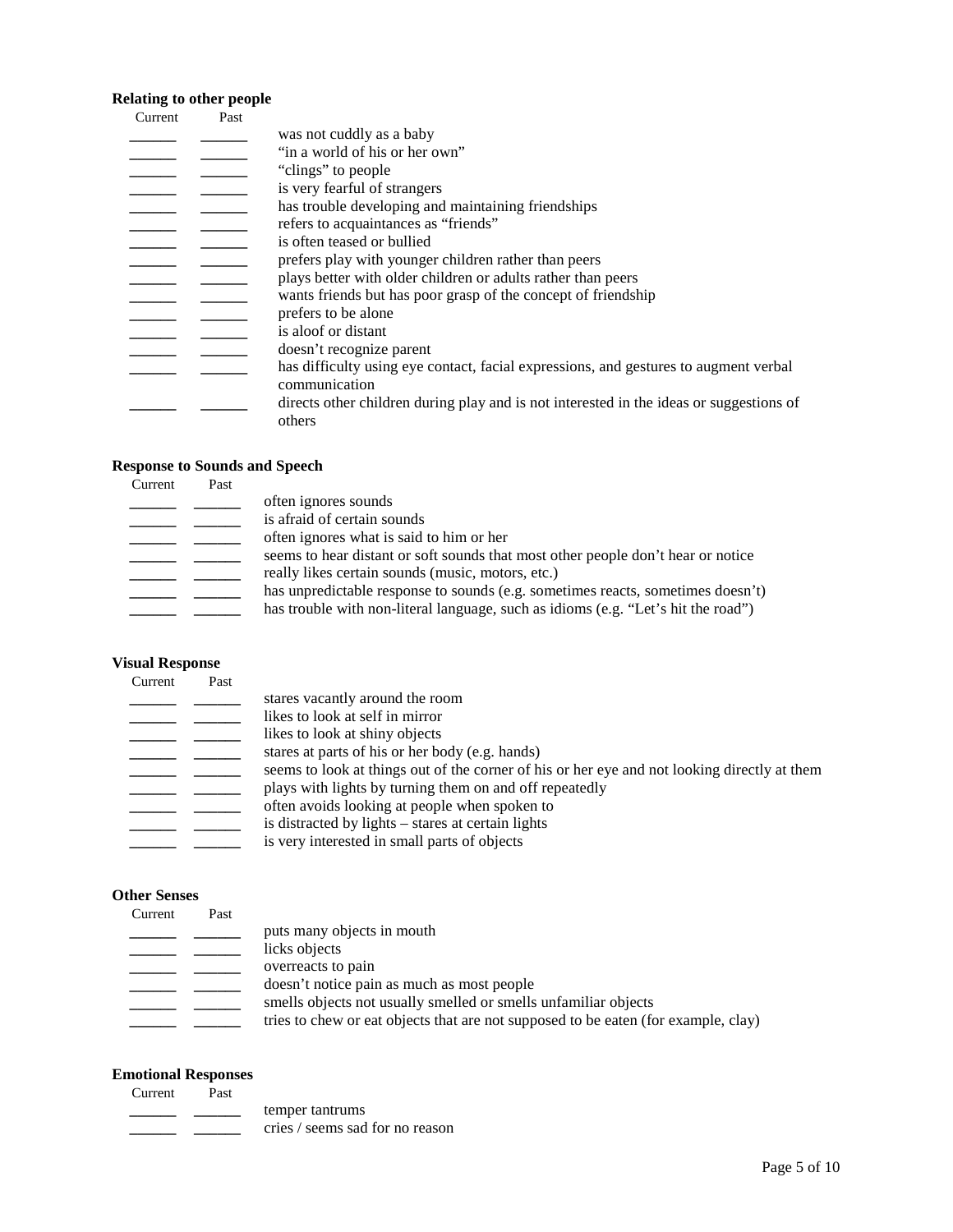**Relating to other people**

| Current | Past | |
|---|---|---|
| ______ | ______ | was not cuddly as a baby |
| ______ | ______ | "in a world of his or her own" |
| ______ | ______ | "clings" to people |
| ______ | ______ | is very fearful of strangers |
| ______ | ______ | has trouble developing and maintaining friendships |
| ______ | ______ | refers to acquaintances as "friends" |
| ______ | ______ | is often teased or bullied |
| ______ | ______ | prefers play with younger children rather than peers |
| ______ | ______ | plays better with older children or adults rather than peers |
| ______ | ______ | wants friends but has poor grasp of the concept of friendship |
| ______ | ______ | prefers to be alone |
| ______ | ______ | is aloof or distant |
| ______ | ______ | doesn't recognize parent |
| ______ | ______ | has difficulty using eye contact, facial expressions, and gestures to augment verbal communication |
| ______ | ______ | directs other children during play and is not interested in the ideas or suggestions of others |

**Response to Sounds and Speech**

| Current | Past | |
|---|---|---|
| ______ | ______ | often ignores sounds |
| ______ | ______ | is afraid of certain sounds |
| ______ | ______ | often ignores what is said to him or her |
| ______ | ______ | seems to hear distant or soft sounds that most other people don't hear or notice |
| ______ | ______ | really likes certain sounds (music, motors, etc.) |
| ______ | ______ | has unpredictable response to sounds (e.g. sometimes reacts, sometimes doesn't) |
| ______ | ______ | has trouble with non-literal language, such as idioms (e.g. "Let's hit the road") |

**Visual Response**

| Current | Past | |
|---|---|---|
| ______ | ______ | stares vacantly around the room |
| ______ | ______ | likes to look at self in mirror |
| ______ | ______ | likes to look at shiny objects |
| ______ | ______ | stares at parts of his or her body (e.g. hands) |
| ______ | ______ | seems to look at things out of the corner of his or her eye and not looking directly at them |
| ______ | ______ | plays with lights by turning them on and off repeatedly |
| ______ | ______ | often avoids looking at people when spoken to |
| ______ | ______ | is distracted by lights – stares at certain lights |
| ______ | ______ | is very interested in small parts of objects |

**Other Senses**

| Current | Past | |
|---|---|---|
| ______ | ______ | puts many objects in mouth |
| ______ | ______ | licks objects |
| ______ | ______ | overreacts to pain |
| ______ | ______ | doesn't notice pain as much as most people |
| ______ | ______ | smells objects not usually smelled or smells unfamiliar objects |
| ______ | ______ | tries to chew or eat objects that are not supposed to be eaten (for example, clay) |

**Emotional Responses**

| Current | Past | |
|---|---|---|
| ______ | ______ | temper tantrums |
| ______ | ______ | cries / seems sad for no reason |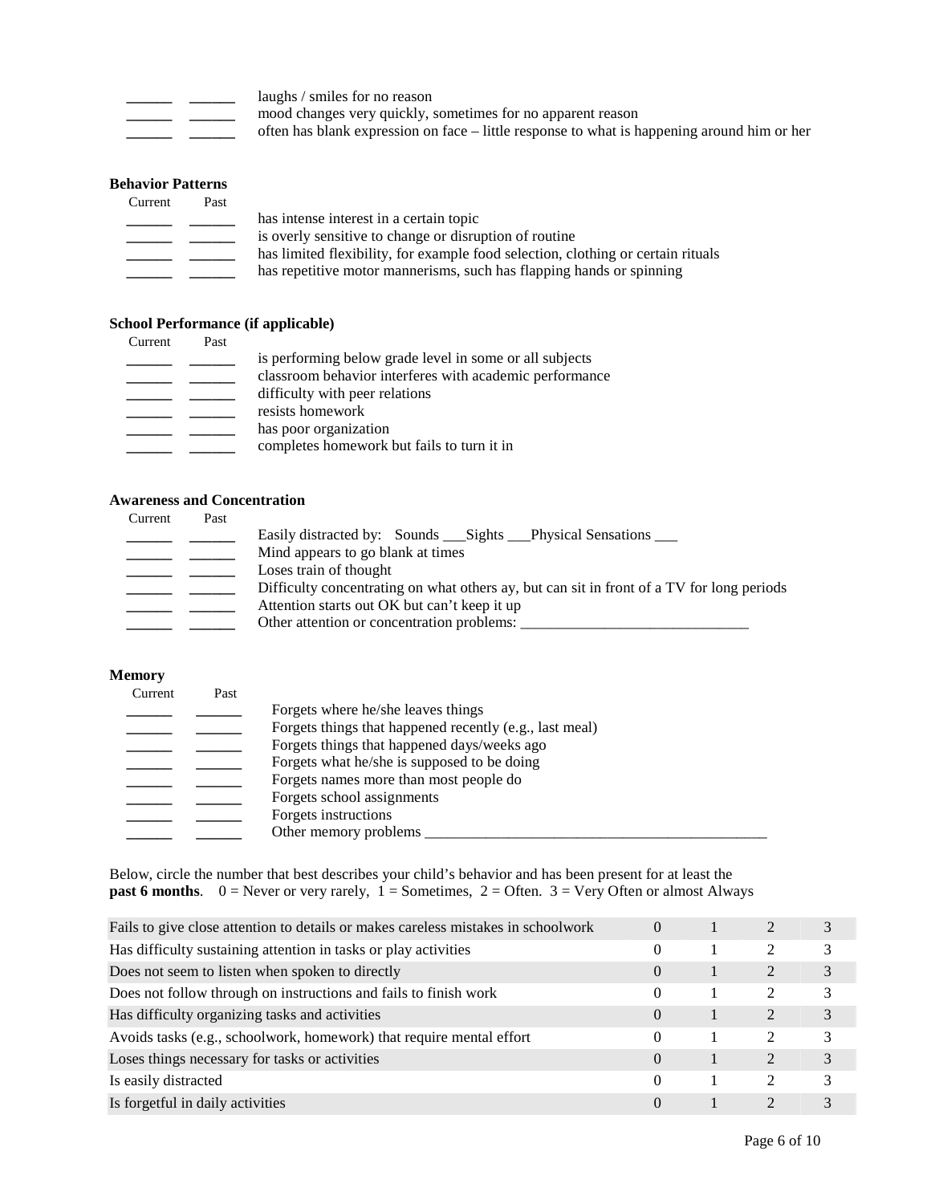| | | |
|---|---|---|
| ______ | ______ | laughs / smiles for no reason |
| ______ | ______ | mood changes very quickly, sometimes for no apparent reason |
| ______ | ______ | often has blank expression on face – little response to what is happening around him or her |

**Behavior Patterns**

| Current | Past | |
|---|---|---|
| ______ | ______ | has intense interest in a certain topic |
| ______ | ______ | is overly sensitive to change or disruption of routine |
| ______ | ______ | has limited flexibility, for example food selection, clothing or certain rituals |
| ______ | ______ | has repetitive motor mannerisms, such has flapping hands or spinning |

**School Performance (if applicable)**

| Current | Past | |
|---|---|---|
| ______ | ______ | is performing below grade level in some or all subjects |
| ______ | ______ | classroom behavior interferes with academic performance |
| ______ | ______ | difficulty with peer relations |
| ______ | ______ | resists homework |
| ______ | ______ | has poor organization |
| ______ | ______ | completes homework but fails to turn it in |

**Awareness and Concentration**

| Current | Past | |
|---|---|---|
| ______ | ______ | Easily distracted by: Sounds ___Sights ___Physical Sensations ___ |
| ______ | ______ | Mind appears to go blank at times |
| ______ | ______ | Loses train of thought |
| ______ | ______ | Difficulty concentrating on what others ay, but can sit in front of a TV for long periods |
| ______ | ______ | Attention starts out OK but can't keep it up |
| ______ | ______ | Other attention or concentration problems: ______________________________ |

**Memory**

| Current | Past | |
|---|---|---|
| ______ | ______ | Forgets where he/she leaves things |
| ______ | ______ | Forgets things that happened recently (e.g., last meal) |
| ______ | ______ | Forgets things that happened days/weeks ago |
| ______ | ______ | Forgets what he/she is supposed to be doing |
| ______ | ______ | Forgets names more than most people do |
| ______ | ______ | Forgets school assignments |
| ______ | ______ | Forgets instructions |
| ______ | ______ | Other memory problems _____________________________________________ |

Below, circle the number that best describes your child's behavior and has been present for at least the **past 6 months**. 0 = Never or very rarely, 1 = Sometimes, 2 = Often. 3 = Very Often or almost Always

| | | | | |
|---|---|---|---|---|
| Fails to give close attention to details or makes careless mistakes in schoolwork | 0 | 1 | 2 | 3 |
| Has difficulty sustaining attention in tasks or play activities | 0 | 1 | 2 | 3 |
| Does not seem to listen when spoken to directly | 0 | 1 | 2 | 3 |
| Does not follow through on instructions and fails to finish work | 0 | 1 | 2 | 3 |
| Has difficulty organizing tasks and activities | 0 | 1 | 2 | 3 |
| Avoids tasks (e.g., schoolwork, homework) that require mental effort | 0 | 1 | 2 | 3 |
| Loses things necessary for tasks or activities | 0 | 1 | 2 | 3 |
| Is easily distracted | 0 | 1 | 2 | 3 |
| Is forgetful in daily activities | 0 | 1 | 2 | 3 |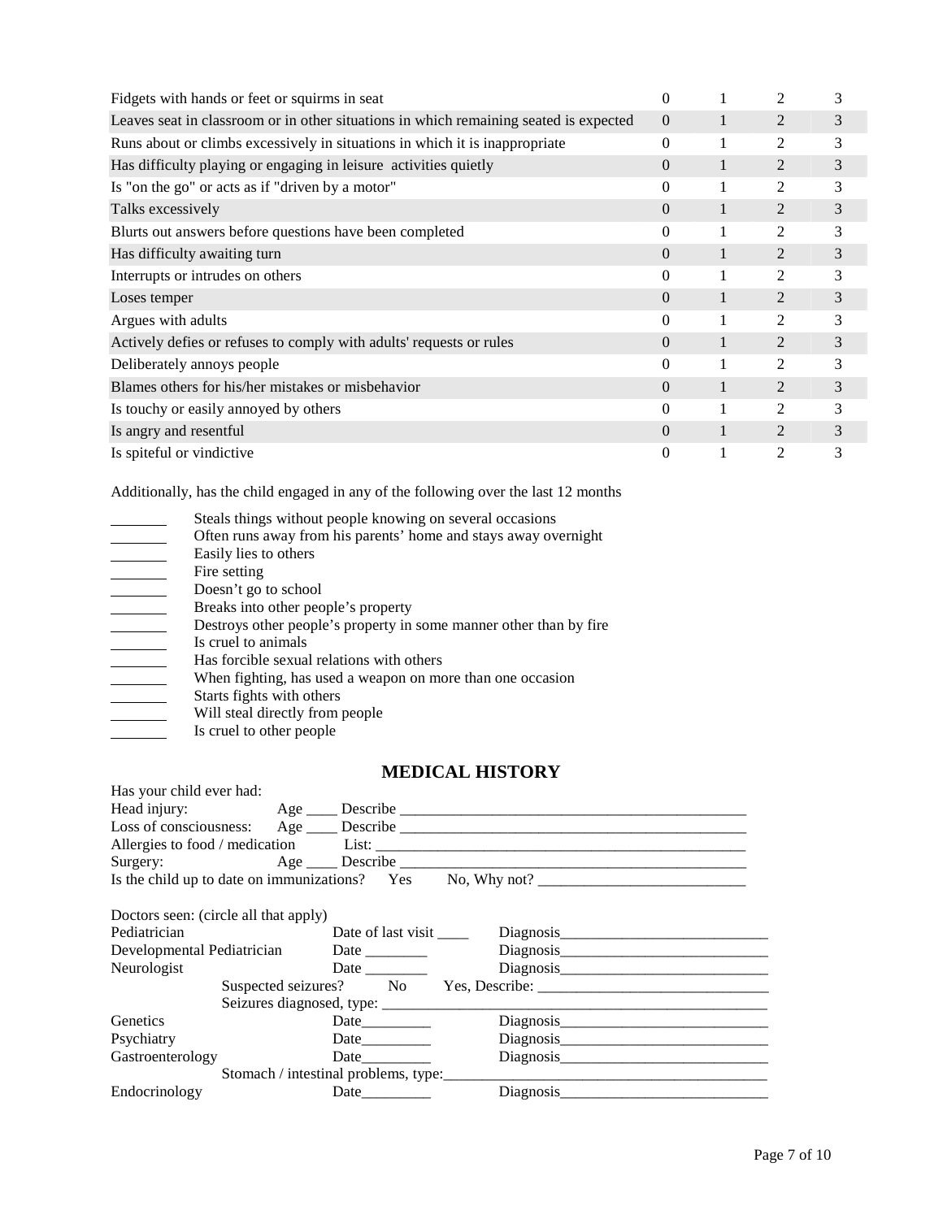| | | | | |
|---|---|---|---|---|
| Fidgets with hands or feet or squirms in seat | 0 | 1 | 2 | 3 |
| Leaves seat in classroom or in other situations in which remaining seated is expected | 0 | 1 | 2 | 3 |
| Runs about or climbs excessively in situations in which it is inappropriate | 0 | 1 | 2 | 3 |
| Has difficulty playing or engaging in leisure activities quietly | 0 | 1 | 2 | 3 |
| Is "on the go" or acts as if "driven by a motor" | 0 | 1 | 2 | 3 |
| Talks excessively | 0 | 1 | 2 | 3 |
| Blurts out answers before questions have been completed | 0 | 1 | 2 | 3 |
| Has difficulty awaiting turn | 0 | 1 | 2 | 3 |
| Interrupts or intrudes on others | 0 | 1 | 2 | 3 |
| Loses temper | 0 | 1 | 2 | 3 |
| Argues with adults | 0 | 1 | 2 | 3 |
| Actively defies or refuses to comply with adults' requests or rules | 0 | 1 | 2 | 3 |
| Deliberately annoys people | 0 | 1 | 2 | 3 |
| Blames others for his/her mistakes or misbehavior | 0 | 1 | 2 | 3 |
| Is touchy or easily annoyed by others | 0 | 1 | 2 | 3 |
| Is angry and resentful | 0 | 1 | 2 | 3 |
| Is spiteful or vindictive | 0 | 1 | 2 | 3 |

Additionally, has the child engaged in any of the following over the last 12 months

_______ Steals things without people knowing on several occasions
_______ Often runs away from his parents' home and stays away overnight
_______ Easily lies to others
_______ Fire setting
_______ Doesn't go to school
_______ Breaks into other people's property
_______ Destroys other people's property in some manner other than by fire
_______ Is cruel to animals
_______ Has forcible sexual relations with others
_______ When fighting, has used a weapon on more than one occasion
_______ Starts fights with others
_______ Will steal directly from people
_______ Is cruel to other people

## MEDICAL HISTORY

Has your child ever had:

Head injury: Age ____ Describe ____________________________________________

Loss of consciousness: Age ____ Describe ____________________________________________

Allergies to food / medication List: ____________________________________________

Surgery: Age ____ Describe ____________________________________________

Is the child up to date on immunizations? Yes No, Why not? ___________________________

Doctors seen: (circle all that apply)

Pediatrician Date of last visit ____ Diagnosis___________________________

Developmental Pediatrician Date ________ Diagnosis___________________________

Neurologist Date ________ Diagnosis___________________________

Suspected seizures? No Yes, Describe: _____________________________

Seizures diagnosed, type: _______________________________________________

Genetics Date_________ Diagnosis___________________________

Psychiatry Date_________ Diagnosis___________________________

Gastroenterology Date_________ Diagnosis___________________________

Stomach / intestinal problems, type:_________________________________________

Endocrinology Date_________ Diagnosis___________________________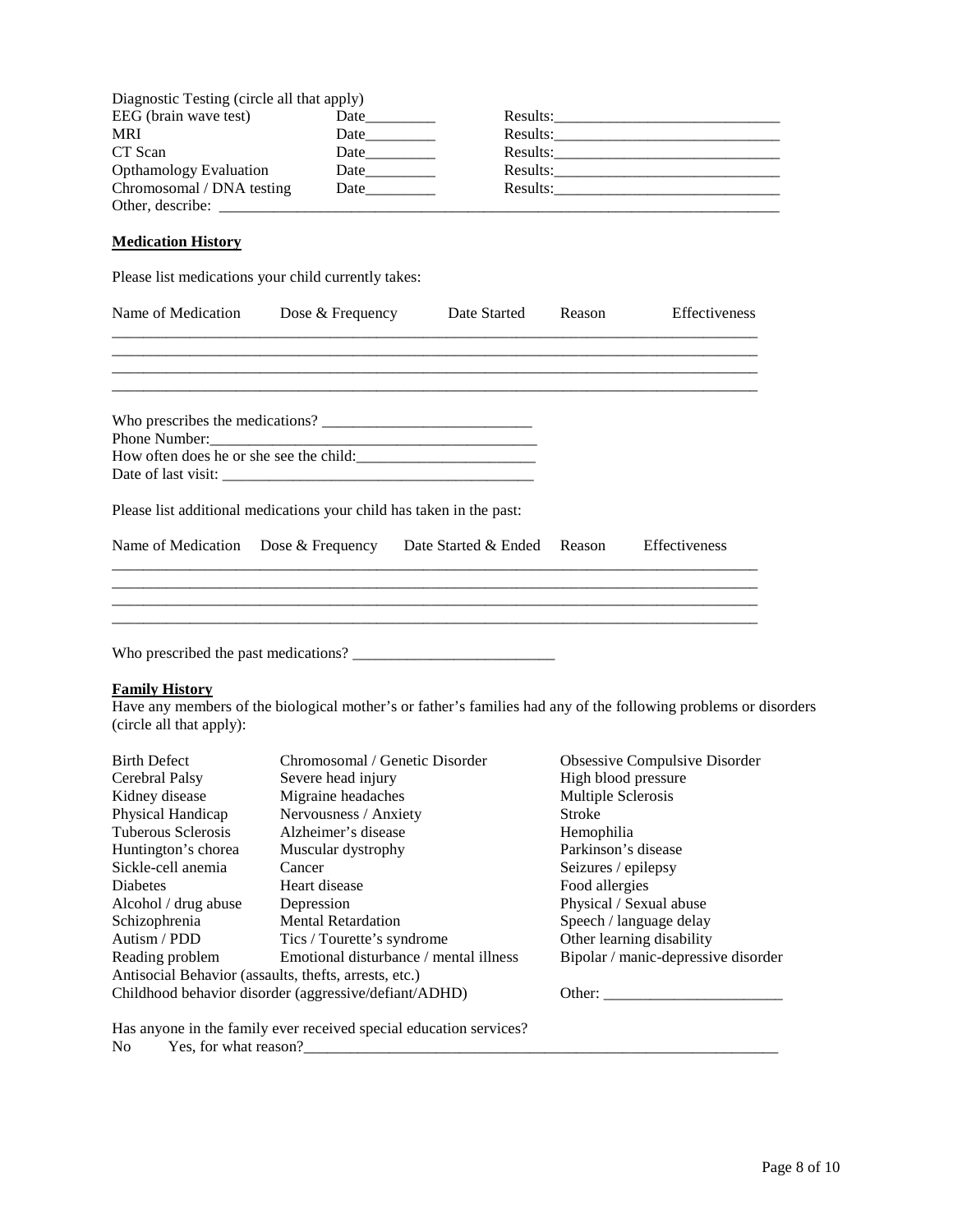Diagnostic Testing (circle all that apply)

| | | |
|---|---|---|
| EEG (brain wave test) | Date_________ | Results:_____________________________ |
| MRI | Date_________ | Results:_____________________________ |
| CT Scan | Date_________ | Results:_____________________________ |
| Opthamology Evaluation | Date_________ | Results:_____________________________ |
| Chromosomal / DNA testing | Date_________ | Results:_____________________________ |

Other, describe: ___________________________________________________________________________

**Medication History**

Please list medications your child currently takes:

| Name of Medication | Dose & Frequency | Date Started | Reason | Effectiveness |
|---|---|---|---|---|
| | | | | |
| | | | | |
| | | | | |
| | | | | |

Who prescribes the medications? ___________________________

Phone Number:_____________________________________________

How often does he or she see the child:_______________________

Date of last visit: ________________________________________

Please list additional medications your child has taken in the past:

| Name of Medication | Dose & Frequency | Date Started & Ended | Reason | Effectiveness |
|---|---|---|---|---|
| | | | | |
| | | | | |
| | | | | |
| | | | | |

Who prescribed the past medications? __________________________

**Family History**

Have any members of the biological mother's or father's families had any of the following problems or disorders (circle all that apply):

| | | |
|---|---|---|
| Birth Defect | Chromosomal / Genetic Disorder | Obsessive Compulsive Disorder |
| Cerebral Palsy | Severe head injury | High blood pressure |
| Kidney disease | Migraine headaches | Multiple Sclerosis |
| Physical Handicap | Nervousness / Anxiety | Stroke |
| Tuberous Sclerosis | Alzheimer's disease | Hemophilia |
| Huntington's chorea | Muscular dystrophy | Parkinson's disease |
| Sickle-cell anemia | Cancer | Seizures / epilepsy |
| Diabetes | Heart disease | Food allergies |
| Alcohol / drug abuse | Depression | Physical / Sexual abuse |
| Schizophrenia | Mental Retardation | Speech / language delay |
| Autism / PDD | Tics / Tourette's syndrome | Other learning disability |
| Reading problem | Emotional disturbance / mental illness | Bipolar / manic-depressive disorder |
| Antisocial Behavior (assaults, thefts, arrests, etc.) | | |
| Childhood behavior disorder (aggressive/defiant/ADHD) | | Other: _______________________ |

Has anyone in the family ever received special education services?

No Yes, for what reason?_____________________________________________________________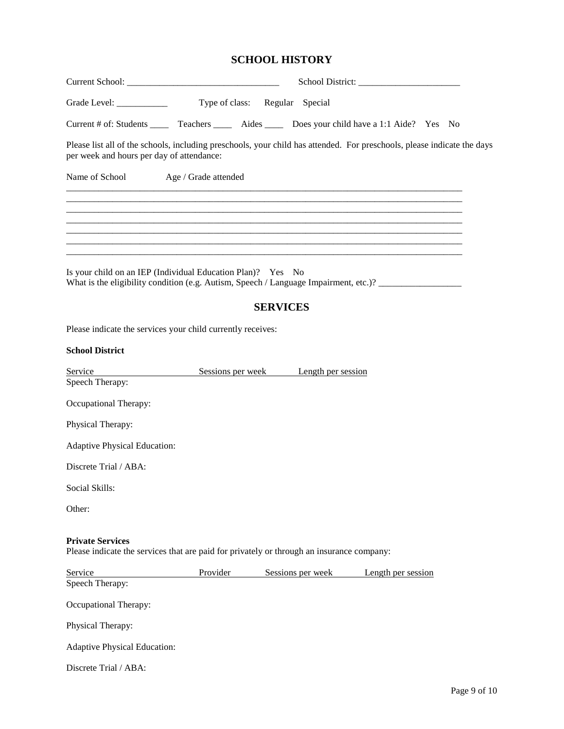## SCHOOL HISTORY

Current School: _________________________________ School District: ______________________

Grade Level: ___________ Type of class: Regular Special

Current # of: Students ____ Teachers ____ Aides ____ Does your child have a 1:1 Aide? Yes No

Please list all of the schools, including preschools, your child has attended. For preschools, please indicate the days per week and hours per day of attendance:

Name of School Age / Grade attended

_____________________________________________________________________________________

_____________________________________________________________________________________

_____________________________________________________________________________________

_____________________________________________________________________________________

_____________________________________________________________________________________

_____________________________________________________________________________________

_____________________________________________________________________________________

Is your child on an IEP (Individual Education Plan)? Yes No

What is the eligibility condition (e.g. Autism, Speech / Language Impairment, etc.)? __________________

## SERVICES

Please indicate the services your child currently receives:

**School District**

| Service | Sessions per week | Length per session |
|---|---|---|
| Speech Therapy: | | |
| Occupational Therapy: | | |
| Physical Therapy: | | |
| Adaptive Physical Education: | | |
| Discrete Trial / ABA: | | |
| Social Skills: | | |
| Other: | | |

**Private Services**

Please indicate the services that are paid for privately or through an insurance company:

| Service | Provider | Sessions per week | Length per session |
|---|---|---|---|
| Speech Therapy: | | | |
| Occupational Therapy: | | | |
| Physical Therapy: | | | |
| Adaptive Physical Education: | | | |
| Discrete Trial / ABA: | | | |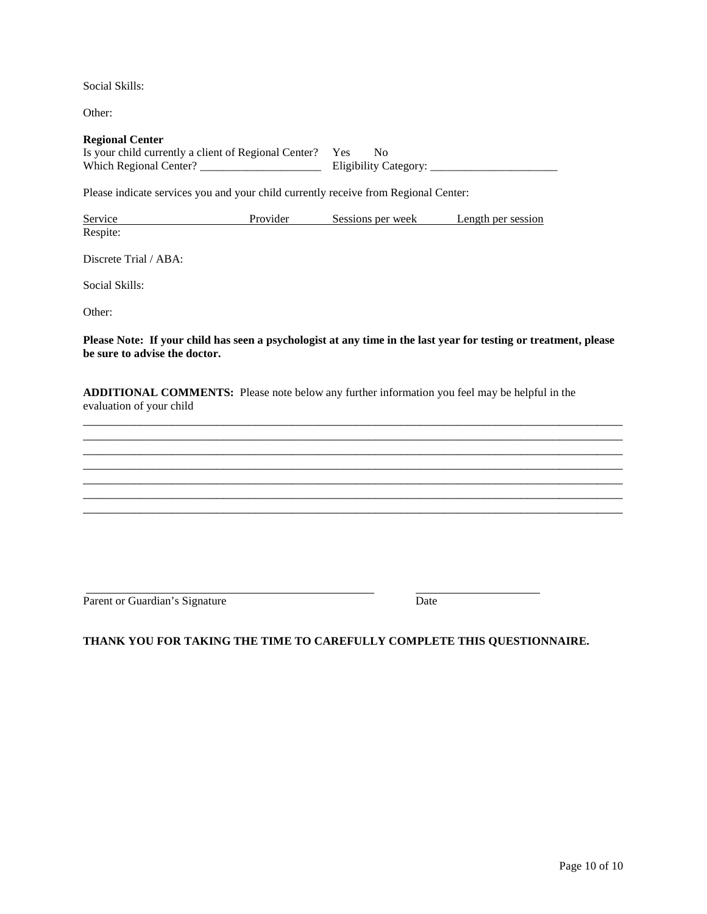Social Skills:

Other:

**Regional Center**

Is your child currently a client of Regional Center? Yes No

Which Regional Center? _____________________ Eligibility Category: ______________________

Please indicate services you and your child currently receive from Regional Center:

| Service | Provider | Sessions per week | Length per session |
|---|---|---|---|
| Respite: | | | |
| Discrete Trial / ABA: | | | |
| Social Skills: | | | |
| Other: | | | |

**Please Note: If your child has seen a psychologist at any time in the last year for testing or treatment, please be sure to advise the doctor.**

**ADDITIONAL COMMENTS:** Please note below any further information you feel may be helpful in the evaluation of your child

_____________________________________________________________________________________________
_____________________________________________________________________________________________
_____________________________________________________________________________________________
_____________________________________________________________________________________________
_____________________________________________________________________________________________
_____________________________________________________________________________________________
_____________________________________________________________________________________________

_______________________________________________ ______________________

Parent or Guardian's Signature Date

**THANK YOU FOR TAKING THE TIME TO CAREFULLY COMPLETE THIS QUESTIONNAIRE.**